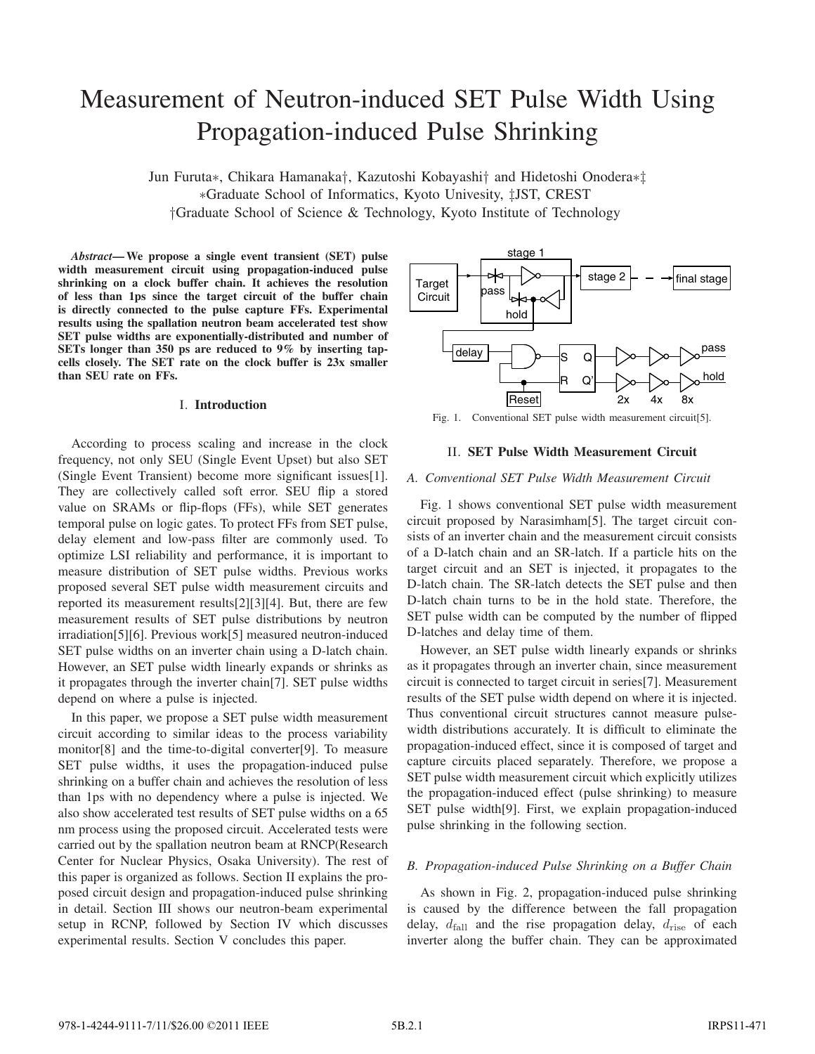# Measurement of Neutron-induced SET Pulse Width Using Propagation-induced Pulse Shrinking

Jun Furuta∗, Chikara Hamanaka†, Kazutoshi Kobayashi† and Hidetoshi Onodera∗‡

∗Graduate School of Informatics, Kyoto Univesity, ‡JST, CREST

†Graduate School of Science & Technology, Kyoto Institute of Technology

***Abstract*— We propose a single event transient (SET) pulse width measurement circuit using propagation-induced pulse shrinking on a clock buffer chain. It achieves the resolution of less than 1ps since the target circuit of the buffer chain is directly connected to the pulse capture FFs. Experimental results using the spallation neutron beam accelerated test show SET pulse widths are exponentially-distributed and number of SETs longer than 350 ps are reduced to 9% by inserting tap-cells closely. The SET rate on the clock buffer is 23x smaller than SEU rate on FFs.**

## I. Introduction

According to process scaling and increase in the clock frequency, not only SEU (Single Event Upset) but also SET (Single Event Transient) become more significant issues[1]. They are collectively called soft error. SEU flip a stored value on SRAMs or flip-flops (FFs), while SET generates temporal pulse on logic gates. To protect FFs from SET pulse, delay element and low-pass filter are commonly used. To optimize LSI reliability and performance, it is important to measure distribution of SET pulse widths. Previous works proposed several SET pulse width measurement circuits and reported its measurement results[2][3][4]. But, there are few measurement results of SET pulse distributions by neutron irradiation[5][6]. Previous work[5] measured neutron-induced SET pulse widths on an inverter chain using a D-latch chain. However, an SET pulse width linearly expands or shrinks as it propagates through the inverter chain[7]. SET pulse widths depend on where a pulse is injected.

In this paper, we propose a SET pulse width measurement circuit according to similar ideas to the process variability monitor[8] and the time-to-digital converter[9]. To measure SET pulse widths, it uses the propagation-induced pulse shrinking on a buffer chain and achieves the resolution of less than 1ps with no dependency where a pulse is injected. We also show accelerated test results of SET pulse widths on a 65 nm process using the proposed circuit. Accelerated tests were carried out by the spallation neutron beam at RNCP(Research Center for Nuclear Physics, Osaka University). The rest of this paper is organized as follows. Section II explains the proposed circuit design and propagation-induced pulse shrinking in detail. Section III shows our neutron-beam experimental setup in RCNP, followed by Section IV which discusses experimental results. Section V concludes this paper.

Fig. 1. Conventional SET pulse width measurement circuit[5].

## II. SET Pulse Width Measurement Circuit

### A. Conventional SET Pulse Width Measurement Circuit

Fig. 1 shows conventional SET pulse width measurement circuit proposed by Narasimham[5]. The target circuit consists of an inverter chain and the measurement circuit consists of a D-latch chain and an SR-latch. If a particle hits on the target circuit and an SET is injected, it propagates to the D-latch chain. The SR-latch detects the SET pulse and then D-latch chain turns to be in the hold state. Therefore, the SET pulse width can be computed by the number of flipped D-latches and delay time of them.

However, an SET pulse width linearly expands or shrinks as it propagates through an inverter chain, since measurement circuit is connected to target circuit in series[7]. Measurement results of the SET pulse width depend on where it is injected. Thus conventional circuit structures cannot measure pulse-width distributions accurately. It is difficult to eliminate the propagation-induced effect, since it is composed of target and capture circuits placed separately. Therefore, we propose a SET pulse width measurement circuit which explicitly utilizes the propagation-induced effect (pulse shrinking) to measure SET pulse width[9]. First, we explain propagation-induced pulse shrinking in the following section.

### B. Propagation-induced Pulse Shrinking on a Buffer Chain

As shown in Fig. 2, propagation-induced pulse shrinking is caused by the difference between the fall propagation delay, $d_{\mathrm{fall}}$ and the rise propagation delay, $d_{\mathrm{rise}}$ of each inverter along the buffer chain. They can be approximated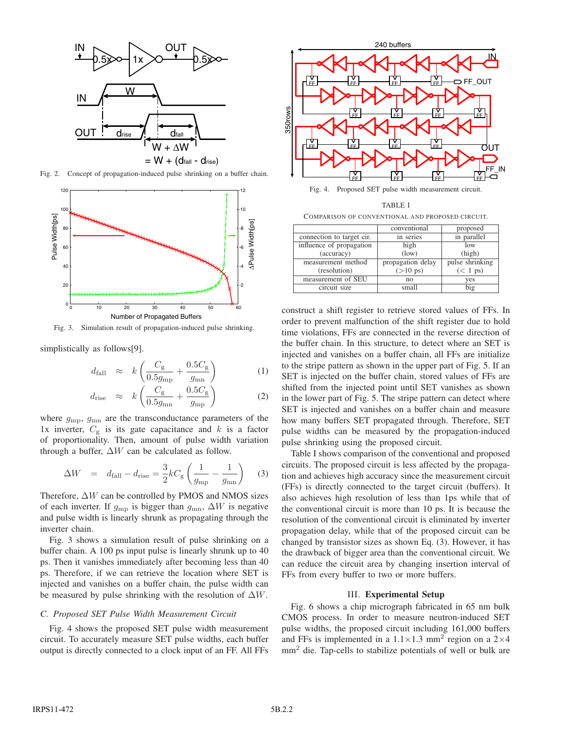Fig. 2. Concept of propagation-induced pulse shrinking on a buffer chain.

Fig. 3. Simulation result of propagation-induced pulse shrinking.

simplistically as follows[9].

$$d_{\rm fall} \approx k\left(\frac{C_{\rm g}}{0.5g_{\rm mp}} + \frac{0.5C_{\rm g}}{g_{\rm mn}}\right) \quad (1)$$

$$d_{\rm rise} \approx k\left(\frac{C_{\rm g}}{0.5g_{\rm mn}} + \frac{0.5C_{\rm g}}{g_{\rm mp}}\right) \quad (2)$$

where $g_{\rm mp}$, $g_{\rm mn}$ are the transconductance parameters of the 1x inverter, $C_{\rm g}$ is its gate capacitance and $k$ is a factor of proportionality. Then, amount of pulse width variation through a buffer, $\Delta W$ can be calculated as follow.

$$\Delta W = d_{\rm fall} - d_{\rm rise} = \frac{3}{2}kC_{\rm g}\left(\frac{1}{g_{\rm mp}} - \frac{1}{g_{\rm mn}}\right) \quad (3)$$

Therefore, $\Delta W$ can be controlled by PMOS and NMOS sizes of each inverter. If $g_{\rm mp}$ is bigger than $g_{\rm mn}$, $\Delta W$ is negative and pulse width is linearly shrunk as propagating through the inverter chain.

Fig. 3 shows a simulation result of pulse shrinking on a buffer chain. A 100 ps input pulse is linearly shrunk up to 40 ps. Then it vanishes immediately after becoming less than 40 ps. Therefore, if we can retrieve the location where SET is injected and vanishes on a buffer chain, the pulse width can be measured by pulse shrinking with the resolution of $\Delta W$.

### C. Proposed SET Pulse Width Measurement Circuit

Fig. 4 shows the proposed SET pulse width measurement circuit. To accurately measure SET pulse widths, each buffer output is directly connected to a clock input of an FF. All FFs construct a shift register to retrieve stored values of FFs. In order to prevent malfunction of the shift register due to hold time violations, FFs are connected in the reverse direction of the buffer chain. In this structure, to detect where an SET is injected and vanishes on a buffer chain, all FFs are initialize to the stripe pattern as shown in the upper part of Fig. 5. If an SET is injected on the buffer chain, stored values of FFs are shifted from the injected point until SET vanishes as shown in the lower part of Fig. 5. The stripe pattern can detect where SET is injected and vanishes on a buffer chain and measure how many buffers SET propagated through. Therefore, SET pulse widths can be measured by the propagation-induced pulse shrinking using the proposed circuit.

Fig. 4. Proposed SET pulse width measurement circuit.

TABLE I
COMPARISON OF CONVENTIONAL AND PROPOSED CIRCUIT.

| | conventional | proposed |
|---|---|---|
| connection to target cir. | in series | in parallel |
| influence of propagation (accuracy) | high (low) | low (high) |
| measurement method (resolution) | propagation delay (>10 ps) | pulse shrinking (< 1 ps) |
| measurement of SEU | no | yes |
| circuit size | small | big |

Table I shows comparison of the conventional and proposed circuits. The proposed circuit is less affected by the propagation and achieves high accuracy since the measurement circuit (FFs) is directly connected to the target circuit (buffers). It also achieves high resolution of less than 1ps while that of the conventional circuit is more than 10 ps. It is because the resolution of the conventional circuit is eliminated by inverter propagation delay, while that of the proposed circuit can be changed by transistor sizes as shown Eq. (3). However, it has the drawback of bigger area than the conventional circuit. We can reduce the circuit area by changing insertion interval of FFs from every buffer to two or more buffers.

## III. Experimental Setup

Fig. 6 shows a chip micrograph fabricated in 65 nm bulk CMOS process. In order to measure neutron-induced SET pulse widths, the proposed circuit including 161,000 buffers and FFs is implemented in a 1.1×1.3 $\text{mm}^2$ region on a 2×4 $\text{mm}^2$ die. Tap-cells to stabilize potentials of well or bulk are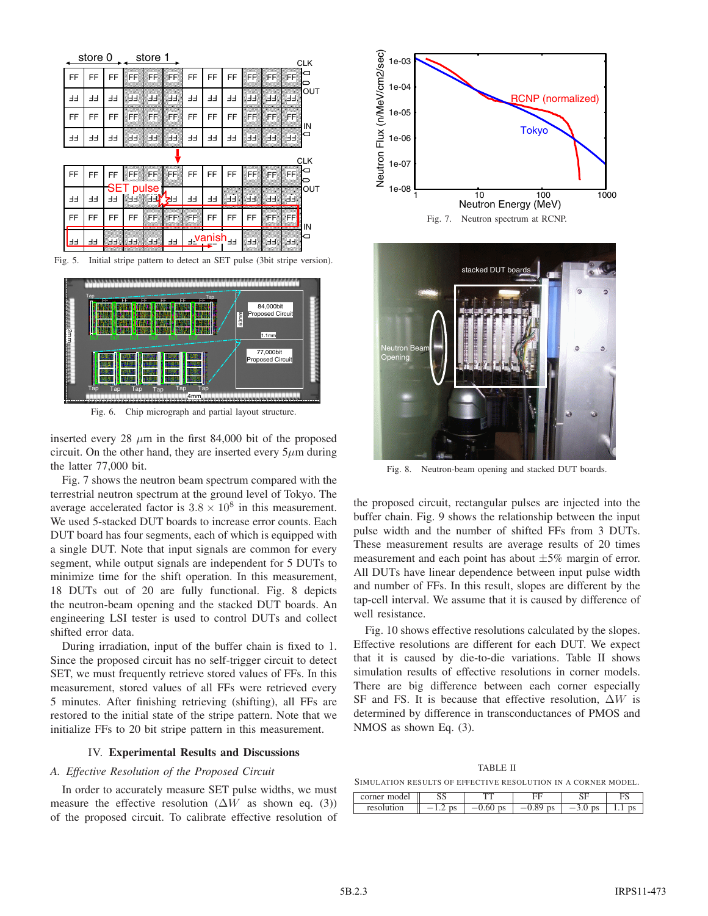Fig. 5. Initial stripe pattern to detect an SET pulse (3bit stripe version).

Fig. 6. Chip micrograph and partial layout structure.

inserted every 28 $\mu$m in the first 84,000 bit of the proposed circuit. On the other hand, they are inserted every 5$\mu$m during the latter 77,000 bit.

Fig. 7 shows the neutron beam spectrum compared with the terrestrial neutron spectrum at the ground level of Tokyo. The average accelerated factor is $3.8 \times 10^8$ in this measurement. We used 5-stacked DUT boards to increase error counts. Each DUT board has four segments, each of which is equipped with a single DUT. Note that input signals are common for every segment, while output signals are independent for 5 DUTs to minimize time for the shift operation. In this measurement, 18 DUTs out of 20 are fully functional. Fig. 8 depicts the neutron-beam opening and the stacked DUT boards. An engineering LSI tester is used to control DUTs and collect shifted error data.

During irradiation, input of the buffer chain is fixed to 1. Since the proposed circuit has no self-trigger circuit to detect SET, we must frequently retrieve stored values of FFs. In this measurement, stored values of all FFs were retrieved every 5 minutes. After finishing retrieving (shifting), all FFs are restored to the initial state of the stripe pattern. Note that we initialize FFs to 20 bit stripe pattern in this measurement.

## IV. Experimental Results and Discussions

### A. Effective Resolution of the Proposed Circuit

In order to accurately measure SET pulse widths, we must measure the effective resolution ($\Delta W$ as shown eq. (3)) of the proposed circuit. To calibrate effective resolution of

Fig. 7. Neutron spectrum at RCNP.

Fig. 8. Neutron-beam opening and stacked DUT boards.

the proposed circuit, rectangular pulses are injected into the buffer chain. Fig. 9 shows the relationship between the input pulse width and the number of shifted FFs from 3 DUTs. These measurement results are average results of 20 times measurement and each point has about $\pm$5% margin of error. All DUTs have linear dependence between input pulse width and number of FFs. In this result, slopes are different by the tap-cell interval. We assume that it is caused by difference of well resistance.

Fig. 10 shows effective resolutions calculated by the slopes. Effective resolutions are different for each DUT. We expect that it is caused by die-to-die variations. Table II shows simulation results of effective resolutions in corner models. There are big difference between each corner especially SF and FS. It is because that effective resolution, $\Delta W$ is determined by difference in transconductances of PMOS and NMOS as shown Eq. (3).

TABLE II
Simulation results of effective resolution in a corner model.

| corner model | SS | TT | FF | SF | FS |
|---|---|---|---|---|---|
| resolution | $-1.2$ ps | $-0.60$ ps | $-0.89$ ps | $-3.0$ ps | 1.1 ps |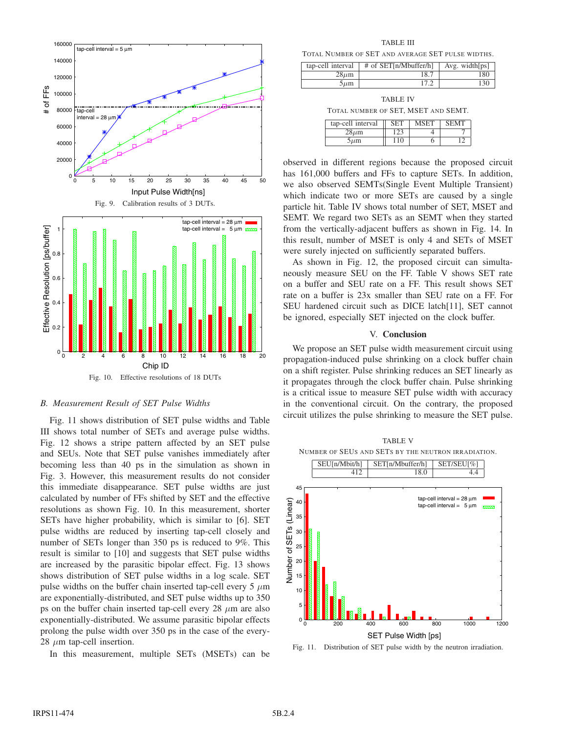Fig. 9. Calibration results of 3 DUTs.

Fig. 10. Effective resolutions of 18 DUTs

### B. Measurement Result of SET Pulse Widths

Fig. 11 shows distribution of SET pulse widths and Table III shows total number of SETs and average pulse widths. Fig. 12 shows a stripe pattern affected by an SET pulse and SEUs. Note that SET pulse vanishes immediately after becoming less than 40 ps in the simulation as shown in Fig. 3. However, this measurement results do not consider this immediate disappearance. SET pulse widths are just calculated by number of FFs shifted by SET and the effective resolutions as shown Fig. 10. In this measurement, shorter SETs have higher probability, which is similar to [6]. SET pulse widths are reduced by inserting tap-cell closely and number of SETs longer than 350 ps is reduced to 9%. This result is similar to [10] and suggests that SET pulse widths are increased by the parasitic bipolar effect. Fig. 13 shows shows distribution of SET pulse widths in a log scale. SET pulse widths on the buffer chain inserted tap-cell every 5 $\mu$m are exponentially-distributed, and SET pulse widths up to 350 ps on the buffer chain inserted tap-cell every 28 $\mu$m are also exponentially-distributed. We assume parasitic bipolar effects prolong the pulse width over 350 ps in the case of the every-28 $\mu$m tap-cell insertion.

In this measurement, multiple SETs (MSETs) can be observed in different regions because the proposed circuit has 161,000 buffers and FFs to capture SETs. In addition, we also observed SEMTs(Single Event Multiple Transient) which indicate two or more SETs are caused by a single particle hit. Table IV shows total number of SET, MSET and SEMT. We regard two SETs as an SEMT when they started from the vertically-adjacent buffers as shown in Fig. 14. In this result, number of MSET is only 4 and SETs of MSET were surely injected on sufficiently separated buffers.

As shown in Fig. 12, the proposed circuit can simultaneously measure SEU on the FF. Table V shows SET rate on a buffer and SEU rate on a FF. This result shows SET rate on a buffer is 23x smaller than SEU rate on a FF. For SEU hardened circuit such as DICE latch[11], SET cannot be ignored, especially SET injected on the clock buffer.

TABLE III
TOTAL NUMBER OF SET AND AVERAGE SET PULSE WIDTHS.

| tap-cell interval | # of SET[n/Mbuffer/h] | Avg. width[ps] |
|---|---|---|
| 28$\mu$m | 18.7 | 180 |
| 5$\mu$m | 17.2 | 130 |

TABLE IV
TOTAL NUMBER OF SET, MSET AND SEMT.

| tap-cell interval | SET | MSET | SEMT |
|---|---|---|---|
| 28$\mu$m | 123 | 4 | 7 |
| 5$\mu$m | 110 | 6 | 12 |

## V. Conclusion

We propose an SET pulse width measurement circuit using propagation-induced pulse shrinking on a clock buffer chain on a shift register. Pulse shrinking reduces an SET linearly as it propagates through the clock buffer chain. Pulse shrinking is a critical issue to measure SET pulse width with accuracy in the conventional circuit. On the contrary, the proposed circuit utilizes the pulse shrinking to measure the SET pulse.

TABLE V
NUMBER OF SEUS AND SETS BY THE NEUTRON IRRADIATION.

| SEU[n/Mbit/h] | SET[n/Mbuffer/h] | SET/SEU[%] |
|---|---|---|
| 412 | 18.0 | 4.4 |

Fig. 11. Distribution of SET pulse width by the neutron irradiation.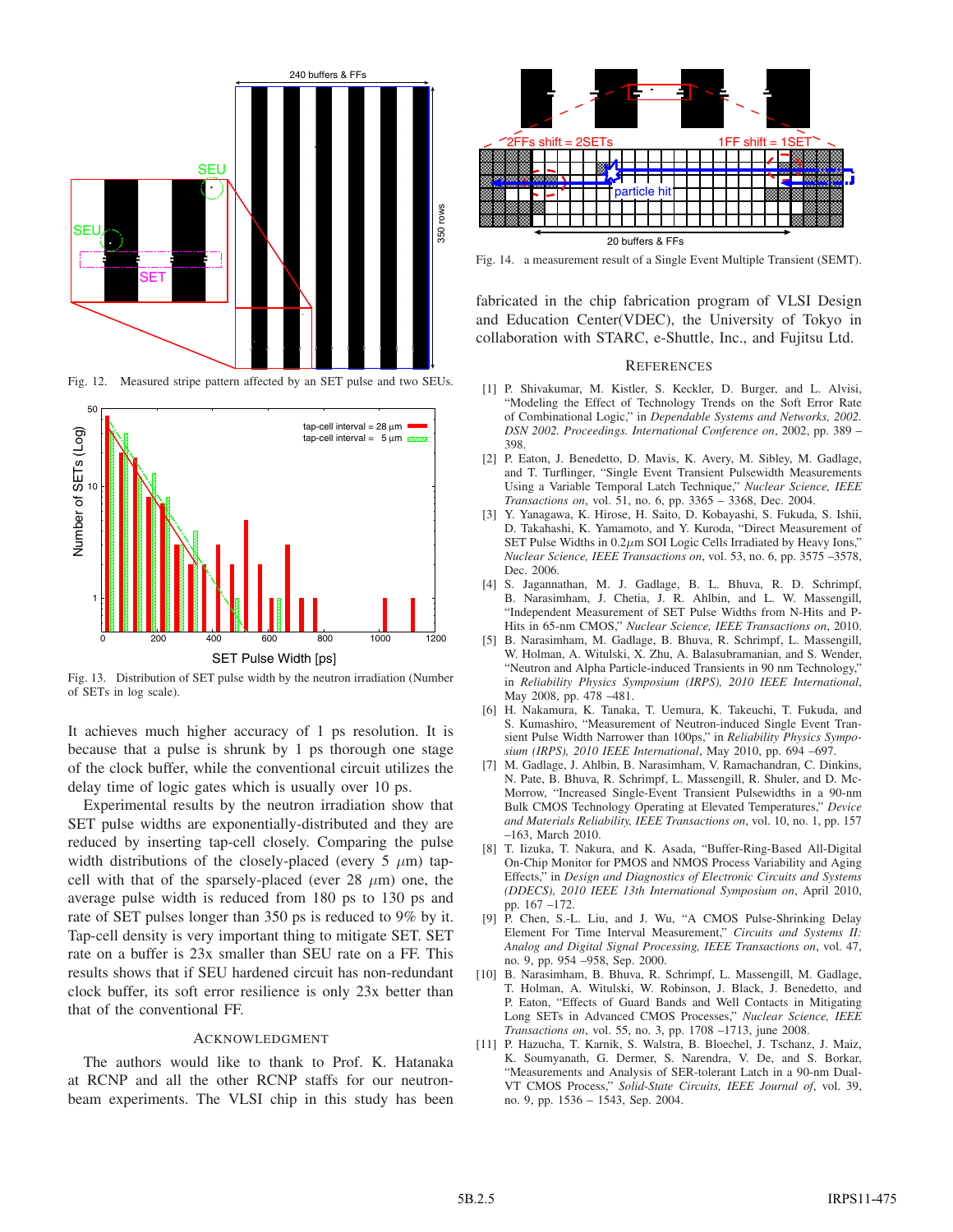240 buffers & FFs

350 rows

SEU

SEU

SET

Fig. 12. Measured stripe pattern affected by an SET pulse and two SEUs.

Number of SETs (Log)

50

10

1

0 200 400 600 800 1000 1200

SET Pulse Width [ps]

tap-cell interval = 28 µm

tap-cell interval = 5 µm

Fig. 13. Distribution of SET pulse width by the neutron irradiation (Number of SETs in log scale).

It achieves much higher accuracy of 1 ps resolution. It is because that a pulse is shrunk by 1 ps thorough one stage of the clock buffer, while the conventional circuit utilizes the delay time of logic gates which is usually over 10 ps.

Experimental results by the neutron irradiation show that SET pulse widths are exponentially-distributed and they are reduced by inserting tap-cell closely. Comparing the pulse width distributions of the closely-placed (every 5 $\mu$m) tap-cell with that of the sparsely-placed (ever 28 $\mu$m) one, the average pulse width is reduced from 180 ps to 130 ps and rate of SET pulses longer than 350 ps is reduced to 9% by it. Tap-cell density is very important thing to mitigate SET. SET rate on a buffer is 23x smaller than SEU rate on a FF. This results shows that if SEU hardened circuit has non-redundant clock buffer, its soft error resilience is only 23x better than that of the conventional FF.

## Acknowledgement

The authors would like to thank to Prof. K. Hatanaka at RCNP and all the other RCNP staffs for our neutron-beam experiments. The VLSI chip in this study has been fabricated in the chip fabrication program of VLSI Design and Education Center(VDEC), the University of Tokyo in collaboration with STARC, e-Shuttle, Inc., and Fujitsu Ltd.

2FFs shift = 2SETs

1FF shift = 1SET

particle hit

20 buffers & FFs

Fig. 14. a measurement result of a Single Event Multiple Transient (SEMT).

## References

[1] P. Shivakumar, M. Kistler, S. Keckler, D. Burger, and L. Alvisi, "Modeling the Effect of Technology Trends on the Soft Error Rate of Combinational Logic," in *Dependable Systems and Networks, 2002. DSN 2002. Proceedings. International Conference on*, 2002, pp. 389 – 398.

[2] P. Eaton, J. Benedetto, D. Mavis, K. Avery, M. Sibley, M. Gadlage, and T. Turflinger, "Single Event Transient Pulsewidth Measurements Using a Variable Temporal Latch Technique," *Nuclear Science, IEEE Transactions on*, vol. 51, no. 6, pp. 3365 – 3368, Dec. 2004.

[3] Y. Yanagawa, K. Hirose, H. Saito, D. Kobayashi, S. Fukuda, S. Ishii, D. Takahashi, K. Yamamoto, and Y. Kuroda, "Direct Measurement of SET Pulse Widths in 0.2$\mu$m SOI Logic Cells Irradiated by Heavy Ions," *Nuclear Science, IEEE Transactions on*, vol. 53, no. 6, pp. 3575 –3578, Dec. 2006.

[4] S. Jagannathan, M. J. Gadlage, B. L. Bhuva, R. D. Schrimpf, B. Narasimham, J. Chetia, J. R. Ahlbin, and L. W. Massengill, "Independent Measurement of SET Pulse Widths from N-Hits and P-Hits in 65-nm CMOS," *Nuclear Science, IEEE Transactions on*, 2010.

[5] B. Narasimham, M. Gadlage, B. Bhuva, R. Schrimpf, L. Massengill, W. Holman, A. Witulski, X. Zhu, A. Balasubramanian, and S. Wender, "Neutron and Alpha Particle-induced Transients in 90 nm Technology," in *Reliability Physics Symposium (IRPS), 2010 IEEE International*, May 2008, pp. 478 –481.

[6] H. Nakamura, K. Tanaka, T. Uemura, K. Takeuchi, T. Fukuda, and S. Kumashiro, "Measurement of Neutron-induced Single Event Transient Pulse Width Narrower than 100ps," in *Reliability Physics Symposium (IRPS), 2010 IEEE International*, May 2010, pp. 694 –697.

[7] M. Gadlage, J. Ahlbin, B. Narasimham, V. Ramachandran, C. Dinkins, N. Pate, B. Bhuva, R. Schrimpf, L. Massengill, R. Shuler, and D. McMorrow, "Increased Single-Event Transient Pulsewidths in a 90-nm Bulk CMOS Technology Operating at Elevated Temperatures," *Device and Materials Reliability, IEEE Transactions on*, vol. 10, no. 1, pp. 157 –163, March 2010.

[8] T. Iizuka, T. Nakura, and K. Asada, "Buffer-Ring-Based All-Digital On-Chip Monitor for PMOS and NMOS Process Variability and Aging Effects," in *Design and Diagnostics of Electronic Circuits and Systems (DDECS), 2010 IEEE 13th International Symposium on*, April 2010, pp. 167 –172.

[9] P. Chen, S.-L. Liu, and J. Wu, "A CMOS Pulse-Shrinking Delay Element For Time Interval Measurement," *Circuits and Systems II: Analog and Digital Signal Processing, IEEE Transactions on*, vol. 47, no. 9, pp. 954 –958, Sep. 2000.

[10] B. Narasimham, B. Bhuva, R. Schrimpf, L. Massengill, M. Gadlage, T. Holman, A. Witulski, W. Robinson, J. Black, J. Benedetto, and P. Eaton, "Effects of Guard Bands and Well Contacts in Mitigating Long SETs in Advanced CMOS Processes," *Nuclear Science, IEEE Transactions on*, vol. 55, no. 3, pp. 1708 –1713, june 2008.

[11] P. Hazucha, T. Karnik, S. Walstra, B. Bloechel, J. Tschanz, J. Maiz, K. Soumyanath, G. Dermer, S. Narendra, V. De, and S. Borkar, "Measurements and Analysis of SER-tolerant Latch in a 90-nm Dual-VT CMOS Process," *Solid-State Circuits, IEEE Journal of*, vol. 39, no. 9, pp. 1536 – 1543, Sep. 2004.